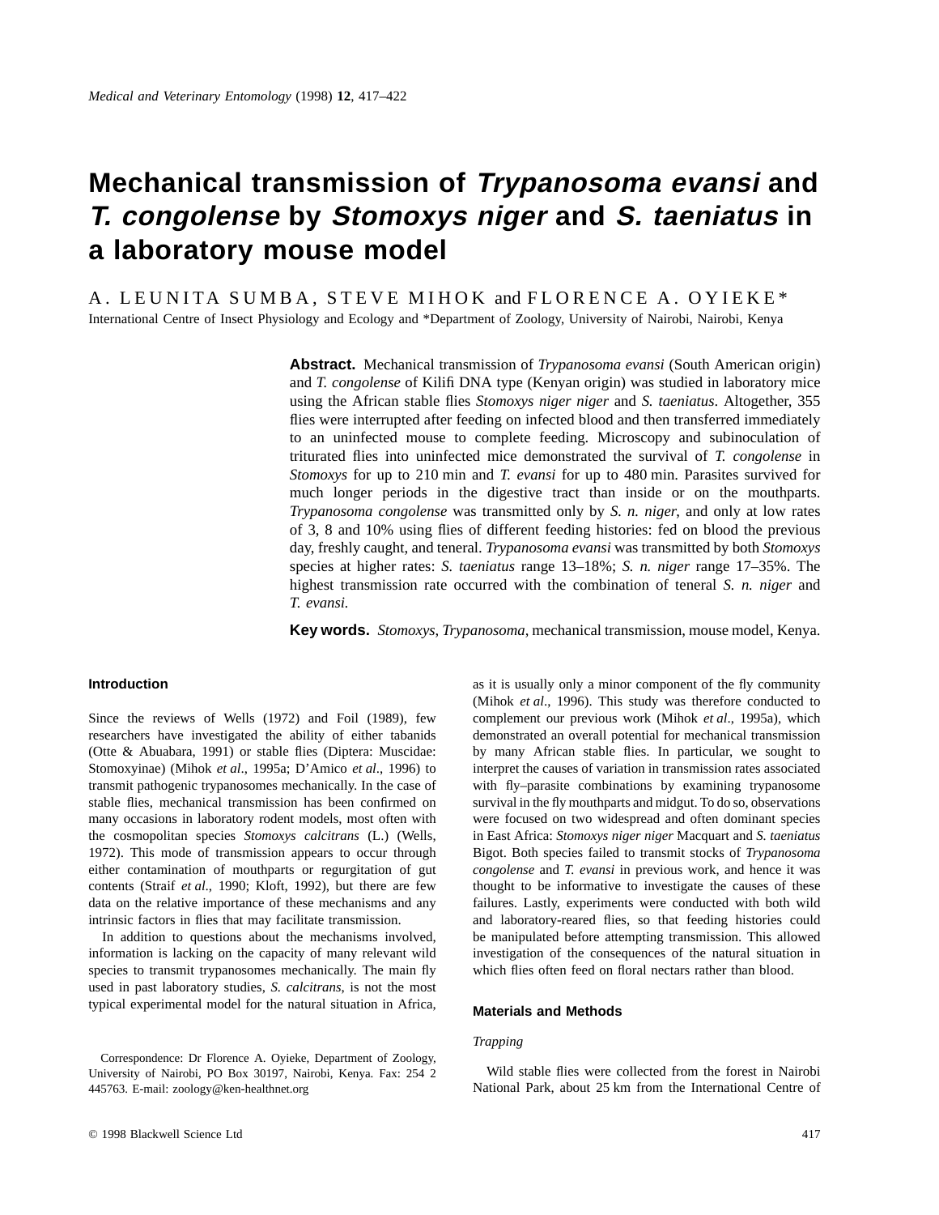# Mechanical transmission of *Trypanosoma evansi* and *T. congolense* by *Stomoxys niger* and *S. taeniatus* in a laboratory mouse model

A. LEUNITA SUMBA, STEVE MIHOK and FLORENCE A. OYIEKE*

International Centre of Insect Physiology and Ecology and *Department of Zoology, University of Nairobi, Nairobi, Kenya

**Abstract.** Mechanical transmission of *Trypanosoma evansi* (South American origin) and *T. congolense* of Kilifi DNA type (Kenyan origin) was studied in laboratory mice using the African stable flies *Stomoxys niger niger* and *S. taeniatus*. Altogether, 355 flies were interrupted after feeding on infected blood and then transferred immediately to an uninfected mouse to complete feeding. Microscopy and subinoculation of triturated flies into uninfected mice demonstrated the survival of *T. congolense* in *Stomoxys* for up to 210 min and *T. evansi* for up to 480 min. Parasites survived for much longer periods in the digestive tract than inside or on the mouthparts. *Trypanosoma congolense* was transmitted only by *S. n. niger*, and only at low rates of 3, 8 and 10% using flies of different feeding histories: fed on blood the previous day, freshly caught, and teneral. *Trypanosoma evansi* was transmitted by both *Stomoxys* species at higher rates: *S. taeniatus* range 13–18%; *S. n. niger* range 17–35%. The highest transmission rate occurred with the combination of teneral *S. n. niger* and *T. evansi*.

**Key words.** *Stomoxys*, *Trypanosoma*, mechanical transmission, mouse model, Kenya.

## Introduction

Since the reviews of Wells (1972) and Foil (1989), few researchers have investigated the ability of either tabanids (Otte & Abuabara, 1991) or stable flies (Diptera: Muscidae: Stomoxyinae) (Mihok *et al*., 1995a; D'Amico *et al*., 1996) to transmit pathogenic trypanosomes mechanically. In the case of stable flies, mechanical transmission has been confirmed on many occasions in laboratory rodent models, most often with the cosmopolitan species *Stomoxys calcitrans* (L.) (Wells, 1972). This mode of transmission appears to occur through either contamination of mouthparts or regurgitation of gut contents (Straif *et al*., 1990; Kloft, 1992), but there are few data on the relative importance of these mechanisms and any intrinsic factors in flies that may facilitate transmission.

In addition to questions about the mechanisms involved, information is lacking on the capacity of many relevant wild species to transmit trypanosomes mechanically. The main fly used in past laboratory studies, *S. calcitrans*, is not the most typical experimental model for the natural situation in Africa, as it is usually only a minor component of the fly community (Mihok *et al*., 1996). This study was therefore conducted to complement our previous work (Mihok *et al*., 1995a), which demonstrated an overall potential for mechanical transmission by many African stable flies. In particular, we sought to interpret the causes of variation in transmission rates associated with fly–parasite combinations by examining trypanosome survival in the fly mouthparts and midgut. To do so, observations were focused on two widespread and often dominant species in East Africa: *Stomoxys niger niger* Macquart and *S. taeniatus* Bigot. Both species failed to transmit stocks of *Trypanosoma congolense* and *T. evansi* in previous work, and hence it was thought to be informative to investigate the causes of these failures. Lastly, experiments were conducted with both wild and laboratory-reared flies, so that feeding histories could be manipulated before attempting transmission. This allowed investigation of the consequences of the natural situation in which flies often feed on floral nectars rather than blood.

Correspondence: Dr Florence A. Oyieke, Department of Zoology, University of Nairobi, PO Box 30197, Nairobi, Kenya. Fax: 254 2 445763. E-mail: zoology@ken-healthnet.org

## Materials and Methods

### Trapping

Wild stable flies were collected from the forest in Nairobi National Park, about 25 km from the International Centre of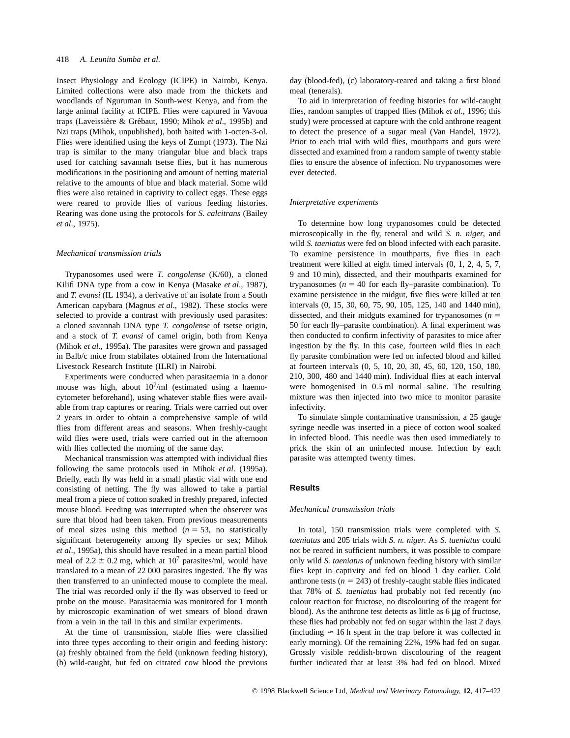Insect Physiology and Ecology (ICIPE) in Nairobi, Kenya. Limited collections were also made from the thickets and woodlands of Nguruman in South-west Kenya, and from the large animal facility at ICIPE. Flies were captured in Vavoua traps (Laveissière & Grébaut, 1990; Mihok *et al*., 1995b) and Nzi traps (Mihok, unpublished), both baited with 1-octen-3-ol. Flies were identified using the keys of Zumpt (1973). The Nzi trap is similar to the many triangular blue and black traps used for catching savannah tsetse flies, but it has numerous modifications in the positioning and amount of netting material relative to the amounts of blue and black material. Some wild flies were also retained in captivity to collect eggs. These eggs were reared to provide flies of various feeding histories. Rearing was done using the protocols for *S. calcitrans* (Bailey *et al*., 1975).

### *Mechanical transmission trials*

Trypanosomes used were *T. congolense* (K/60), a cloned Kilifi DNA type from a cow in Kenya (Masake *et al*., 1987), and *T. evansi* (IL 1934), a derivative of an isolate from a South American capybara (Magnus *et al*., 1982). These stocks were selected to provide a contrast with previously used parasites: a cloned savannah DNA type *T. congolense* of tsetse origin, and a stock of *T. evansi* of camel origin, both from Kenya (Mihok *et al*., 1995a). The parasites were grown and passaged in Balb/c mice from stabilates obtained from the International Livestock Research Institute (ILRI) in Nairobi.

Experiments were conducted when parasitaemia in a donor mouse was high, about $10^7$/ml (estimated using a haemocytometer beforehand), using whatever stable flies were available from trap captures or rearing. Trials were carried out over 2 years in order to obtain a comprehensive sample of wild flies from different areas and seasons. When freshly-caught wild flies were used, trials were carried out in the afternoon with flies collected the morning of the same day.

Mechanical transmission was attempted with individual flies following the same protocols used in Mihok *et al*. (1995a). Briefly, each fly was held in a small plastic vial with one end consisting of netting. The fly was allowed to take a partial meal from a piece of cotton soaked in freshly prepared, infected mouse blood. Feeding was interrupted when the observer was sure that blood had been taken. From previous measurements of meal sizes using this method ($n = 53$, no statistically significant heterogeneity among fly species or sex; Mihok *et al*., 1995a), this should have resulted in a mean partial blood meal of $2.2 \pm 0.2$ mg, which at $10^7$ parasites/ml, would have translated to a mean of 22 000 parasites ingested. The fly was then transferred to an uninfected mouse to complete the meal. The trial was recorded only if the fly was observed to feed or probe on the mouse. Parasitaemia was monitored for 1 month by microscopic examination of wet smears of blood drawn from a vein in the tail in this and similar experiments.

At the time of transmission, stable flies were classified into three types according to their origin and feeding history: (a) freshly obtained from the field (unknown feeding history), (b) wild-caught, but fed on citrated cow blood the previous day (blood-fed), (c) laboratory-reared and taking a first blood meal (tenerals).

To aid in interpretation of feeding histories for wild-caught flies, random samples of trapped flies (Mihok *et al*., 1996; this study) were processed at capture with the cold anthrone reagent to detect the presence of a sugar meal (Van Handel, 1972). Prior to each trial with wild flies, mouthparts and guts were dissected and examined from a random sample of twenty stable flies to ensure the absence of infection. No trypanosomes were ever detected.

### *Interpretative experiments*

To determine how long trypanosomes could be detected microscopically in the fly, teneral and wild *S. n. niger*, and wild *S. taeniatus* were fed on blood infected with each parasite. To examine persistence in mouthparts, five flies in each treatment were killed at eight timed intervals (0, 1, 2, 4, 5, 7, 9 and 10 min), dissected, and their mouthparts examined for trypanosomes ($n = 40$ for each fly–parasite combination). To examine persistence in the midgut, five flies were killed at ten intervals (0, 15, 30, 60, 75, 90, 105, 125, 140 and 1440 min), dissected, and their midguts examined for trypanosomes ($n = 50$ for each fly–parasite combination). A final experiment was then conducted to confirm infectivity of parasites to mice after ingestion by the fly. In this case, fourteen wild flies in each fly parasite combination were fed on infected blood and killed at fourteen intervals (0, 5, 10, 20, 30, 45, 60, 120, 150, 180, 210, 300, 480 and 1440 min). Individual flies at each interval were homogenised in 0.5 ml normal saline. The resulting mixture was then injected into two mice to monitor parasite infectivity.

To simulate simple contaminative transmission, a 25 gauge syringe needle was inserted in a piece of cotton wool soaked in infected blood. This needle was then used immediately to prick the skin of an uninfected mouse. Infection by each parasite was attempted twenty times.

## Results

### *Mechanical transmission trials*

In total, 150 transmission trials were completed with *S. taeniatus* and 205 trials with *S. n. niger.* As *S. taeniatus* could not be reared in sufficient numbers, it was possible to compare only wild *S. taeniatus of* unknown feeding history with similar flies kept in captivity and fed on blood 1 day earlier. Cold anthrone tests ($n = 243$) of freshly-caught stable flies indicated that 78% of *S. taeniatus* had probably not fed recently (no colour reaction for fructose, no discolouring of the reagent for blood). As the anthrone test detects as little as 6 μg of fructose, these flies had probably not fed on sugar within the last 2 days (including ≈ 16 h spent in the trap before it was collected in early morning). Of the remaining 22%, 19% had fed on sugar. Grossly visible reddish-brown discolouring of the reagent further indicated that at least 3% had fed on blood. Mixed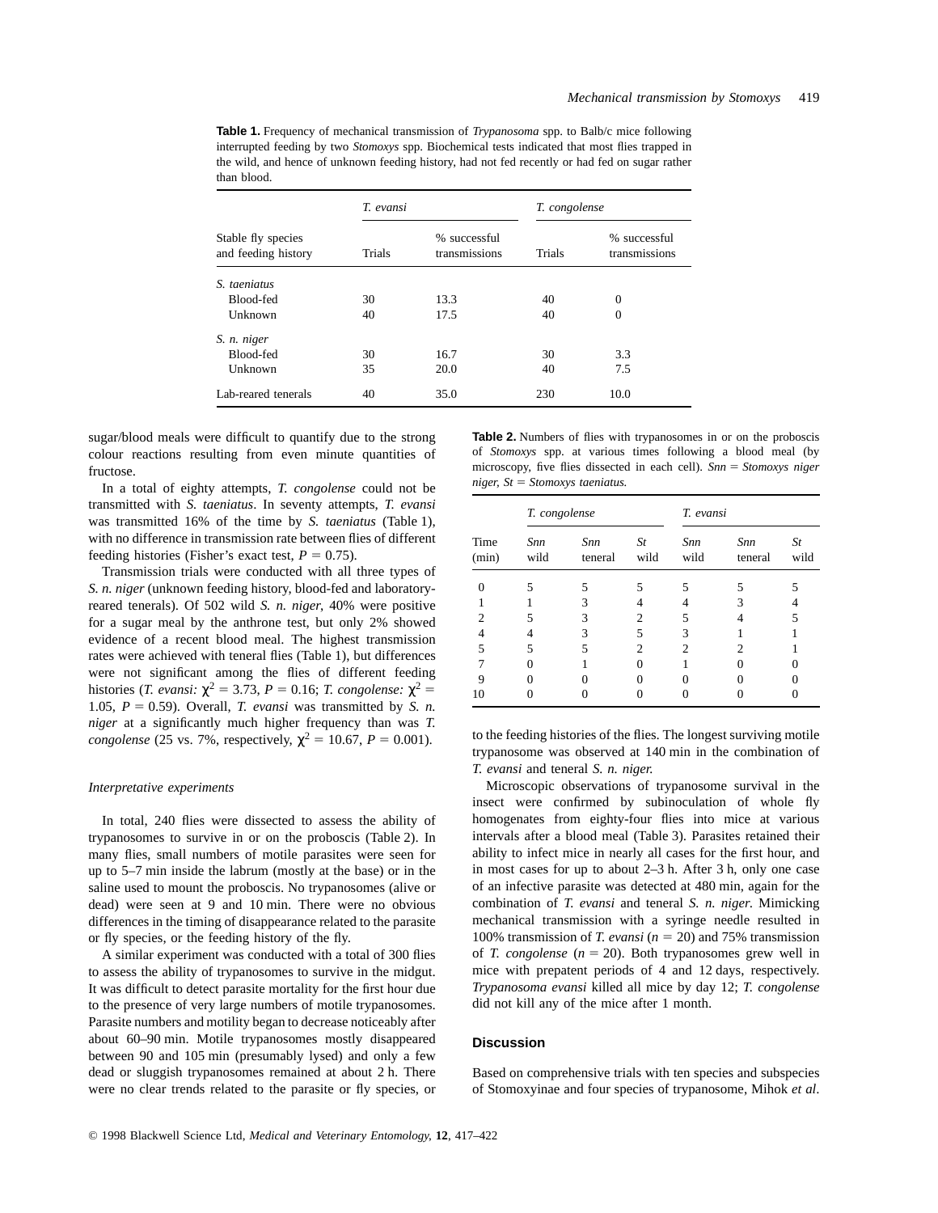**Table 1.** Frequency of mechanical transmission of *Trypanosoma* spp. to Balb/c mice following interrupted feeding by two *Stomoxys* spp. Biochemical tests indicated that most flies trapped in the wild, and hence of unknown feeding history, had not fed recently or had fed on sugar rather than blood.

| Stable fly species and feeding history | *T. evansi* | | *T. congolense* | |
|---|---|---|---|---|
| | Trials | % successful transmissions | Trials | % successful transmissions |
| *S. taeniatus* | | | | |
| Blood-fed | 30 | 13.3 | 40 | 0 |
| Unknown | 40 | 17.5 | 40 | 0 |
| *S. n. niger* | | | | |
| Blood-fed | 30 | 16.7 | 30 | 3.3 |
| Unknown | 35 | 20.0 | 40 | 7.5 |
| Lab-reared tenerals | 40 | 35.0 | 230 | 10.0 |

sugar/blood meals were difficult to quantify due to the strong colour reactions resulting from even minute quantities of fructose.

In a total of eighty attempts, *T. congolense* could not be transmitted with *S. taeniatus*. In seventy attempts, *T. evansi* was transmitted 16% of the time by *S. taeniatus* (Table 1), with no difference in transmission rate between flies of different feeding histories (Fisher's exact test, $P = 0.75$).

Transmission trials were conducted with all three types of *S. n. niger* (unknown feeding history, blood-fed and laboratory-reared tenerals). Of 502 wild *S. n. niger*, 40% were positive for a sugar meal by the anthrone test, but only 2% showed evidence of a recent blood meal. The highest transmission rates were achieved with teneral flies (Table 1), but differences were not significant among the flies of different feeding histories (*T. evansi:* $\chi^2 = 3.73$, $P = 0.16$; *T. congolense:* $\chi^2 = 1.05$, $P = 0.59$). Overall, *T. evansi* was transmitted by *S. n. niger* at a significantly much higher frequency than was *T. congolense* (25 vs. 7%, respectively, $\chi^2 = 10.67$, $P = 0.001$).

### Interpretative experiments

In total, 240 flies were dissected to assess the ability of trypanosomes to survive in or on the proboscis (Table 2). In many flies, small numbers of motile parasites were seen for up to 5–7 min inside the labrum (mostly at the base) or in the saline used to mount the proboscis. No trypanosomes (alive or dead) were seen at 9 and 10 min. There were no obvious differences in the timing of disappearance related to the parasite or fly species, or the feeding history of the fly.

A similar experiment was conducted with a total of 300 flies to assess the ability of trypanosomes to survive in the midgut. It was difficult to detect parasite mortality for the first hour due to the presence of very large numbers of motile trypanosomes. Parasite numbers and motility began to decrease noticeably after about 60–90 min. Motile trypanosomes mostly disappeared between 90 and 105 min (presumably lysed) and only a few dead or sluggish trypanosomes remained at about 2 h. There were no clear trends related to the parasite or fly species, or to the feeding histories of the flies. The longest surviving motile trypanosome was observed at 140 min in the combination of *T. evansi* and teneral *S. n. niger.*

**Table 2.** Numbers of flies with trypanosomes in or on the proboscis of *Stomoxys* spp. at various times following a blood meal (by microscopy, five flies dissected in each cell). *Snn* = *Stomoxys niger niger, St* = *Stomoxys taeniatus.*

| Time (min) | *T. congolense* | | | *T. evansi* | | |
|---|---|---|---|---|---|---|
| | *Snn* wild | *Snn* teneral | *St* wild | *Snn* wild | *Snn* teneral | *St* wild |
| 0 | 5 | 5 | 5 | 5 | 5 | 5 |
| 1 | 1 | 3 | 4 | 4 | 3 | 4 |
| 2 | 5 | 3 | 2 | 5 | 4 | 5 |
| 4 | 4 | 3 | 5 | 3 | 1 | 1 |
| 5 | 5 | 5 | 2 | 2 | 2 | 1 |
| 7 | 0 | 1 | 0 | 1 | 0 | 0 |
| 9 | 0 | 0 | 0 | 0 | 0 | 0 |
| 10 | 0 | 0 | 0 | 0 | 0 | 0 |

Microscopic observations of trypanosome survival in the insect were confirmed by subinoculation of whole fly homogenates from eighty-four flies into mice at various intervals after a blood meal (Table 3). Parasites retained their ability to infect mice in nearly all cases for the first hour, and in most cases for up to about 2–3 h. After 3 h, only one case of an infective parasite was detected at 480 min, again for the combination of *T. evansi* and teneral *S. n. niger.* Mimicking mechanical transmission with a syringe needle resulted in 100% transmission of *T. evansi* ($n = 20$) and 75% transmission of *T. congolense* ($n = 20$). Both trypanosomes grew well in mice with prepatent periods of 4 and 12 days, respectively. *Trypanosoma evansi* killed all mice by day 12; *T. congolense* did not kill any of the mice after 1 month.

## Discussion

Based on comprehensive trials with ten species and subspecies of Stomoxyinae and four species of trypanosome, Mihok *et al*.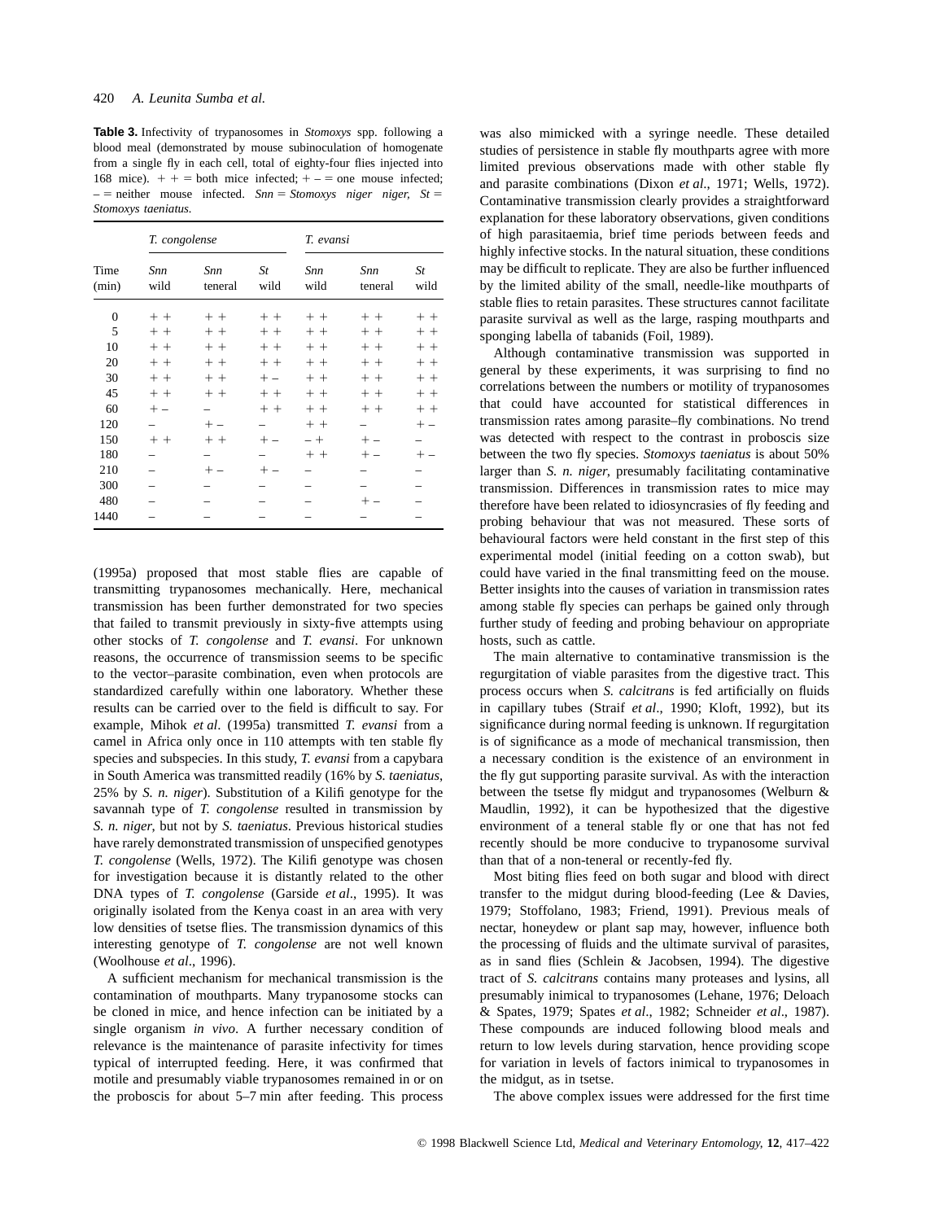**Table 3.** Infectivity of trypanosomes in *Stomoxys* spp. following a blood meal (demonstrated by mouse subinoculation of homogenate from a single fly in each cell, total of eighty-four flies injected into 168 mice). + + = both mice infected; + – = one mouse infected; – = neither mouse infected. *Snn* = *Stomoxys niger niger, St* = *Stomoxys taeniatus.*

| | *T. congolense* | | | *T. evansi* | | |
|---|---|---|---|---|---|---|
| Time (min) | *Snn* wild | *Snn* teneral | *St* wild | *Snn* wild | *Snn* teneral | *St* wild |
| 0 | + + | + + | + + | + + | + + | + + |
| 5 | + + | + + | + + | + + | + + | + + |
| 10 | + + | + + | + + | + + | + + | + + |
| 20 | + + | + + | + + | + + | + + | + + |
| 30 | + + | + + | + – | + + | + + | + + |
| 45 | + + | + + | + + | + + | + + | + + |
| 60 | + – | – | + + | + + | + + | + + |
| 120 | – | + – | – | + + | – | + – |
| 150 | + + | + + | + – | – + | + – | – |
| 180 | – | – | – | + + | + – | + – |
| 210 | – | + – | + – | – | – | – |
| 300 | – | – | – | – | – | – |
| 480 | – | – | – | – | + – | – |
| 1440 | – | – | – | – | – | – |

(1995a) proposed that most stable flies are capable of transmitting trypanosomes mechanically. Here, mechanical transmission has been further demonstrated for two species that failed to transmit previously in sixty-five attempts using other stocks of *T. congolense* and *T. evansi*. For unknown reasons, the occurrence of transmission seems to be specific to the vector–parasite combination, even when protocols are standardized carefully within one laboratory. Whether these results can be carried over to the field is difficult to say. For example, Mihok *et al*. (1995a) transmitted *T. evansi* from a camel in Africa only once in 110 attempts with ten stable fly species and subspecies. In this study, *T. evansi* from a capybara in South America was transmitted readily (16% by *S. taeniatus*, 25% by *S. n. niger*). Substitution of a Kilifi genotype for the savannah type of *T. congolense* resulted in transmission by *S. n. niger*, but not by *S. taeniatus*. Previous historical studies have rarely demonstrated transmission of unspecified genotypes *T. congolense* (Wells, 1972). The Kilifi genotype was chosen for investigation because it is distantly related to the other DNA types of *T. congolense* (Garside *et al*., 1995). It was originally isolated from the Kenya coast in an area with very low densities of tsetse flies. The transmission dynamics of this interesting genotype of *T. congolense* are not well known (Woolhouse *et al*., 1996).

A sufficient mechanism for mechanical transmission is the contamination of mouthparts. Many trypanosome stocks can be cloned in mice, and hence infection can be initiated by a single organism *in vivo*. A further necessary condition of relevance is the maintenance of parasite infectivity for times typical of interrupted feeding. Here, it was confirmed that motile and presumably viable trypanosomes remained in or on the proboscis for about 5–7 min after feeding. This process was also mimicked with a syringe needle. These detailed studies of persistence in stable fly mouthparts agree with more limited previous observations made with other stable fly and parasite combinations (Dixon *et al*., 1971; Wells, 1972). Contaminative transmission clearly provides a straightforward explanation for these laboratory observations, given conditions of high parasitaemia, brief time periods between feeds and highly infective stocks. In the natural situation, these conditions may be difficult to replicate. They are also be further influenced by the limited ability of the small, needle-like mouthparts of stable flies to retain parasites. These structures cannot facilitate parasite survival as well as the large, rasping mouthparts and sponging labella of tabanids (Foil, 1989).

Although contaminative transmission was supported in general by these experiments, it was surprising to find no correlations between the numbers or motility of trypanosomes that could have accounted for statistical differences in transmission rates among parasite–fly combinations. No trend was detected with respect to the contrast in proboscis size between the two fly species. *Stomoxys taeniatus* is about 50% larger than *S. n. niger*, presumably facilitating contaminative transmission. Differences in transmission rates to mice may therefore have been related to idiosyncrasies of fly feeding and probing behaviour that was not measured. These sorts of behavioural factors were held constant in the first step of this experimental model (initial feeding on a cotton swab), but could have varied in the final transmitting feed on the mouse. Better insights into the causes of variation in transmission rates among stable fly species can perhaps be gained only through further study of feeding and probing behaviour on appropriate hosts, such as cattle.

The main alternative to contaminative transmission is the regurgitation of viable parasites from the digestive tract. This process occurs when *S. calcitrans* is fed artificially on fluids in capillary tubes (Straif *et al*., 1990; Kloft, 1992), but its significance during normal feeding is unknown. If regurgitation is of significance as a mode of mechanical transmission, then a necessary condition is the existence of an environment in the fly gut supporting parasite survival. As with the interaction between the tsetse fly midgut and trypanosomes (Welburn & Maudlin, 1992), it can be hypothesized that the digestive environment of a teneral stable fly or one that has not fed recently should be more conducive to trypanosome survival than that of a non-teneral or recently-fed fly.

Most biting flies feed on both sugar and blood with direct transfer to the midgut during blood-feeding (Lee & Davies, 1979; Stoffolano, 1983; Friend, 1991). Previous meals of nectar, honeydew or plant sap may, however, influence both the processing of fluids and the ultimate survival of parasites, as in sand flies (Schlein & Jacobsen, 1994). The digestive tract of *S. calcitrans* contains many proteases and lysins, all presumably inimical to trypanosomes (Lehane, 1976; Deloach & Spates, 1979; Spates *et al*., 1982; Schneider *et al*., 1987). These compounds are induced following blood meals and return to low levels during starvation, hence providing scope for variation in levels of factors inimical to trypanosomes in the midgut, as in tsetse.

The above complex issues were addressed for the first time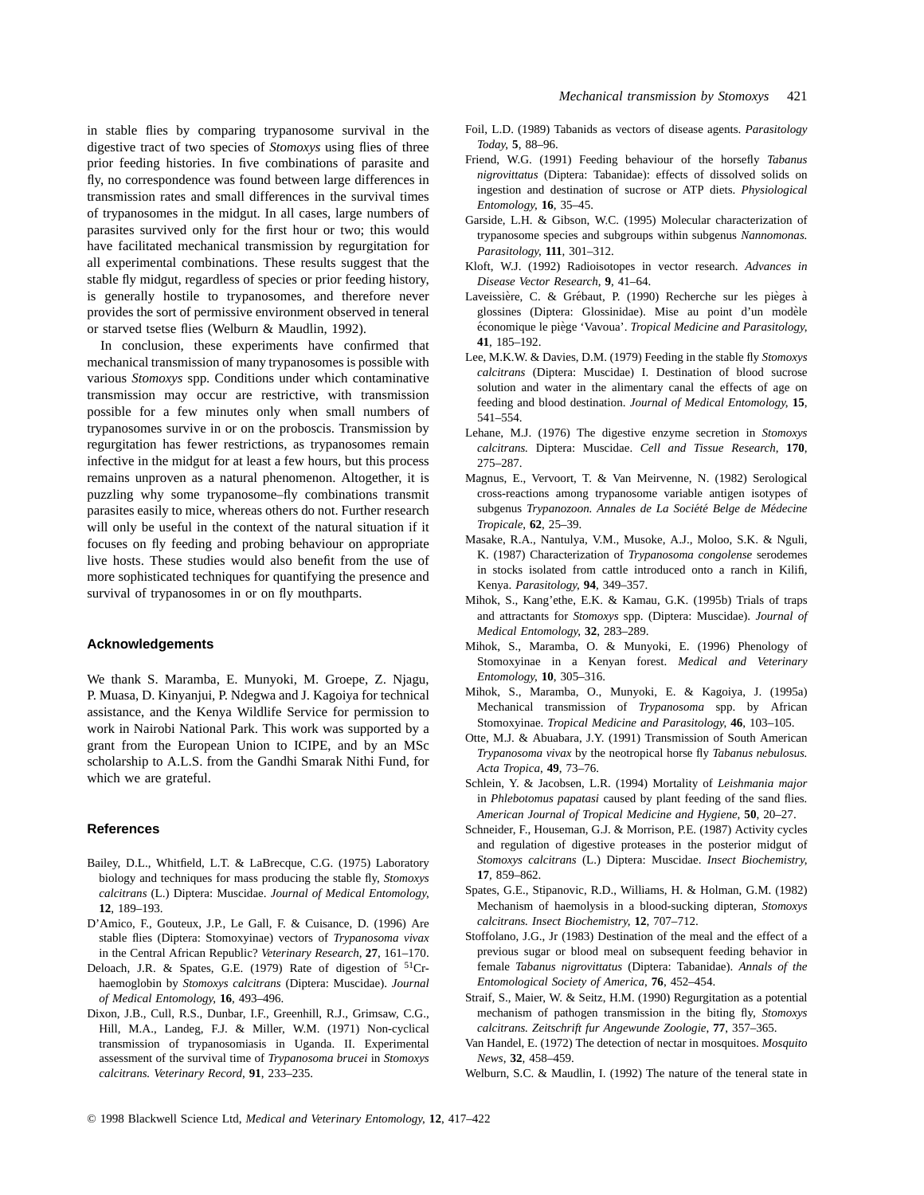in stable flies by comparing trypanosome survival in the digestive tract of two species of *Stomoxys* using flies of three prior feeding histories. In five combinations of parasite and fly, no correspondence was found between large differences in transmission rates and small differences in the survival times of trypanosomes in the midgut. In all cases, large numbers of parasites survived only for the first hour or two; this would have facilitated mechanical transmission by regurgitation for all experimental combinations. These results suggest that the stable fly midgut, regardless of species or prior feeding history, is generally hostile to trypanosomes, and therefore never provides the sort of permissive environment observed in teneral or starved tsetse flies (Welburn & Maudlin, 1992).

In conclusion, these experiments have confirmed that mechanical transmission of many trypanosomes is possible with various *Stomoxys* spp. Conditions under which contaminative transmission may occur are restrictive, with transmission possible for a few minutes only when small numbers of trypanosomes survive in or on the proboscis. Transmission by regurgitation has fewer restrictions, as trypanosomes remain infective in the midgut for at least a few hours, but this process remains unproven as a natural phenomenon. Altogether, it is puzzling why some trypanosome–fly combinations transmit parasites easily to mice, whereas others do not. Further research will only be useful in the context of the natural situation if it focuses on fly feeding and probing behaviour on appropriate live hosts. These studies would also benefit from the use of more sophisticated techniques for quantifying the presence and survival of trypanosomes in or on fly mouthparts.

## Acknowledgements

We thank S. Maramba, E. Munyoki, M. Groepe, Z. Njagu, P. Muasa, D. Kinyanjui, P. Ndegwa and J. Kagoiya for technical assistance, and the Kenya Wildlife Service for permission to work in Nairobi National Park. This work was supported by a grant from the European Union to ICIPE, and by an MSc scholarship to A.L.S. from the Gandhi Smarak Nithi Fund, for which we are grateful.

## References

Bailey, D.L., Whitfield, L.T. & LaBrecque, C.G. (1975) Laboratory biology and techniques for mass producing the stable fly, *Stomoxys calcitrans* (L.) Diptera: Muscidae. *Journal of Medical Entomology*, **12**, 189–193.

D'Amico, F., Gouteux, J.P., Le Gall, F. & Cuisance, D. (1996) Are stable flies (Diptera: Stomoxyinae) vectors of *Trypanosoma vivax* in the Central African Republic? *Veterinary Research*, **27**, 161–170.

Deloach, J.R. & Spates, G.E. (1979) Rate of digestion of $^{51}$Cr-haemoglobin by *Stomoxys calcitrans* (Diptera: Muscidae). *Journal of Medical Entomology*, **16**, 493–496.

Dixon, J.B., Cull, R.S., Dunbar, I.F., Greenhill, R.J., Grimsaw, C.G., Hill, M.A., Landeg, F.J. & Miller, W.M. (1971) Non-cyclical transmission of trypanosomiasis in Uganda. II. Experimental assessment of the survival time of *Trypanosoma brucei* in *Stomoxys calcitrans*. *Veterinary Record*, **91**, 233–235.

Foil, L.D. (1989) Tabanids as vectors of disease agents. *Parasitology Today*, **5**, 88–96.

Friend, W.G. (1991) Feeding behaviour of the horsefly *Tabanus nigrovittatus* (Diptera: Tabanidae): effects of dissolved solids on ingestion and destination of sucrose or ATP diets. *Physiological Entomology*, **16**, 35–45.

Garside, L.H. & Gibson, W.C. (1995) Molecular characterization of trypanosome species and subgroups within subgenus *Nannomonas*. *Parasitology*, **111**, 301–312.

Kloft, W.J. (1992) Radioisotopes in vector research. *Advances in Disease Vector Research*, **9**, 41–64.

Laveissière, C. & Grébaut, P. (1990) Recherche sur les pièges à glossines (Diptera: Glossinidae). Mise au point d'un modèle économique le piège 'Vavoua'. *Tropical Medicine and Parasitology*, **41**, 185–192.

Lee, M.K.W. & Davies, D.M. (1979) Feeding in the stable fly *Stomoxys calcitrans* (Diptera: Muscidae) I. Destination of blood sucrose solution and water in the alimentary canal the effects of age on feeding and blood destination. *Journal of Medical Entomology*, **15**, 541–554.

Lehane, M.J. (1976) The digestive enzyme secretion in *Stomoxys calcitrans*. Diptera: Muscidae. *Cell and Tissue Research*, **170**, 275–287.

Magnus, E., Vervoort, T. & Van Meirvenne, N. (1982) Serological cross-reactions among trypanosome variable antigen isotypes of subgenus *Trypanozoon*. *Annales de La Société Belge de Médecine Tropicale*, **62**, 25–39.

Masake, R.A., Nantulya, V.M., Musoke, A.J., Moloo, S.K. & Nguli, K. (1987) Characterization of *Trypanosoma congolense* serodemes in stocks isolated from cattle introduced onto a ranch in Kilifi, Kenya. *Parasitology*, **94**, 349–357.

Mihok, S., Kang'ethe, E.K. & Kamau, G.K. (1995b) Trials of traps and attractants for *Stomoxys* spp. (Diptera: Muscidae). *Journal of Medical Entomology*, **32**, 283–289.

Mihok, S., Maramba, O. & Munyoki, E. (1996) Phenology of Stomoxyinae in a Kenyan forest. *Medical and Veterinary Entomology*, **10**, 305–316.

Mihok, S., Maramba, O., Munyoki, E. & Kagoiya, J. (1995a) Mechanical transmission of *Trypanosoma* spp. by African Stomoxyinae. *Tropical Medicine and Parasitology*, **46**, 103–105.

Otte, M.J. & Abuabara, J.Y. (1991) Transmission of South American *Trypanosoma vivax* by the neotropical horse fly *Tabanus nebulosus*. *Acta Tropica*, **49**, 73–76.

Schlein, Y. & Jacobsen, L.R. (1994) Mortality of *Leishmania major* in *Phlebotomus papatasi* caused by plant feeding of the sand flies. *American Journal of Tropical Medicine and Hygiene*, **50**, 20–27.

Schneider, F., Houseman, G.J. & Morrison, P.E. (1987) Activity cycles and regulation of digestive proteases in the posterior midgut of *Stomoxys calcitrans* (L.) Diptera: Muscidae. *Insect Biochemistry*, **17**, 859–862.

Spates, G.E., Stipanovic, R.D., Williams, H. & Holman, G.M. (1982) Mechanism of haemolysis in a blood-sucking dipteran, *Stomoxys calcitrans*. *Insect Biochemistry*, **12**, 707–712.

Stoffolano, J.G., Jr (1983) Destination of the meal and the effect of a previous sugar or blood meal on subsequent feeding behavior in female *Tabanus nigrovittatus* (Diptera: Tabanidae). *Annals of the Entomological Society of America*, **76**, 452–454.

Straif, S., Maier, W. & Seitz, H.M. (1990) Regurgitation as a potential mechanism of pathogen transmission in the biting fly, *Stomoxys calcitrans*. *Zeitschrift fur Angewunde Zoologie*, **77**, 357–365.

Van Handel, E. (1972) The detection of nectar in mosquitoes. *Mosquito News*, **32**, 458–459.

Welburn, S.C. & Maudlin, I. (1992) The nature of the teneral state in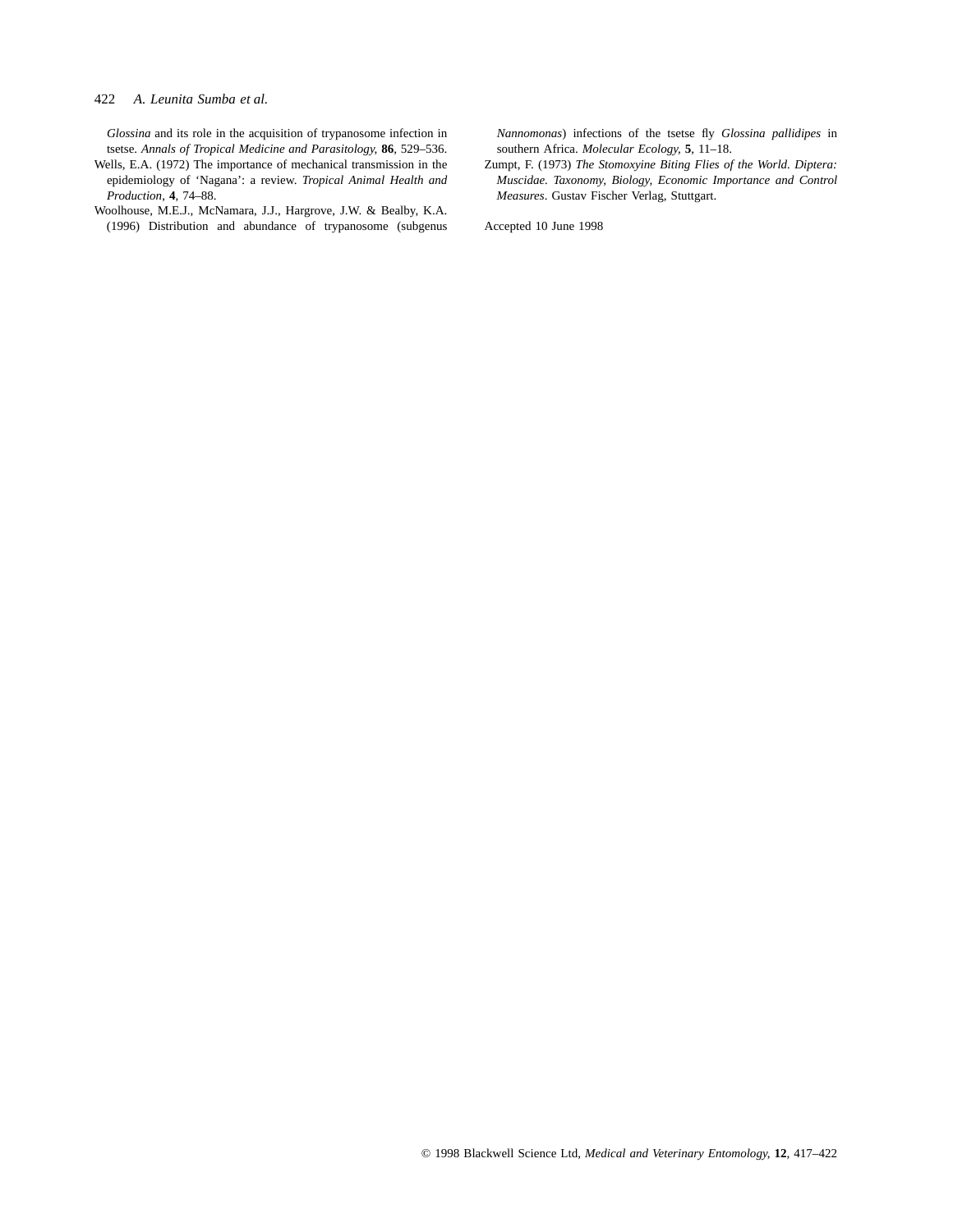*Glossina* and its role in the acquisition of trypanosome infection in tsetse. *Annals of Tropical Medicine and Parasitology*, **86**, 529–536.

Wells, E.A. (1972) The importance of mechanical transmission in the epidemiology of 'Nagana': a review. *Tropical Animal Health and Production*, **4**, 74–88.

Woolhouse, M.E.J., McNamara, J.J., Hargrove, J.W. & Bealby, K.A. (1996) Distribution and abundance of trypanosome (subgenus *Nannomonas*) infections of the tsetse fly *Glossina pallidipes* in southern Africa. *Molecular Ecology*, **5**, 11–18.

Zumpt, F. (1973) *The Stomoxyine Biting Flies of the World. Diptera: Muscidae. Taxonomy, Biology, Economic Importance and Control Measures*. Gustav Fischer Verlag, Stuttgart.

Accepted 10 June 1998